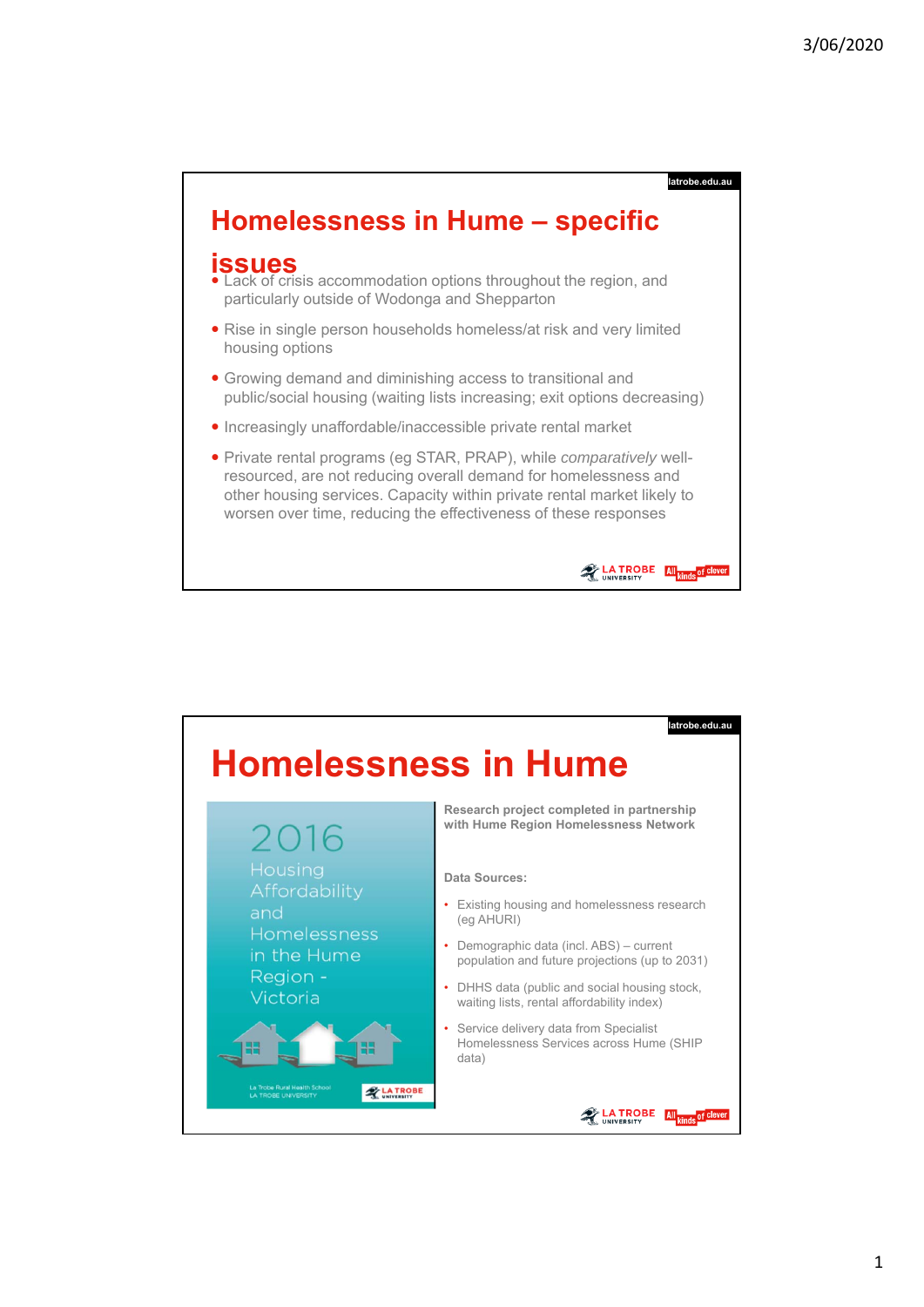## Homelessness in Hume – specific issues

- Lack of crisis accommodation options throughout the region, and particularly outside of Wodonga and Shepparton
- Rise in single person households homeless/at risk and very limited housing options
- Growing demand and diminishing access to transitional and public/social housing (waiting lists increasing; exit options decreasing)
- Increasingly unaffordable/inaccessible private rental market
- Private rental programs (eg STAR, PRAP), while *comparatively* well-resourced, are not reducing overall demand for homelessness and other housing services. Capacity within private rental market likely to worsen over time, reducing the effectiveness of these responses

## Homelessness in Hume

2016 Housing Affordability and Homelessness in the Hume Region - Victoria

La Trobe Rural Health School
LA TROBE UNIVERSITY

**Research project completed in partnership with Hume Region Homelessness Network**

**Data Sources:**

- Existing housing and homelessness research (eg AHURI)
- Demographic data (incl. ABS) – current population and future projections (up to 2031)
- DHHS data (public and social housing stock, waiting lists, rental affordability index)
- Service delivery data from Specialist Homelessness Services across Hume (SHIP data)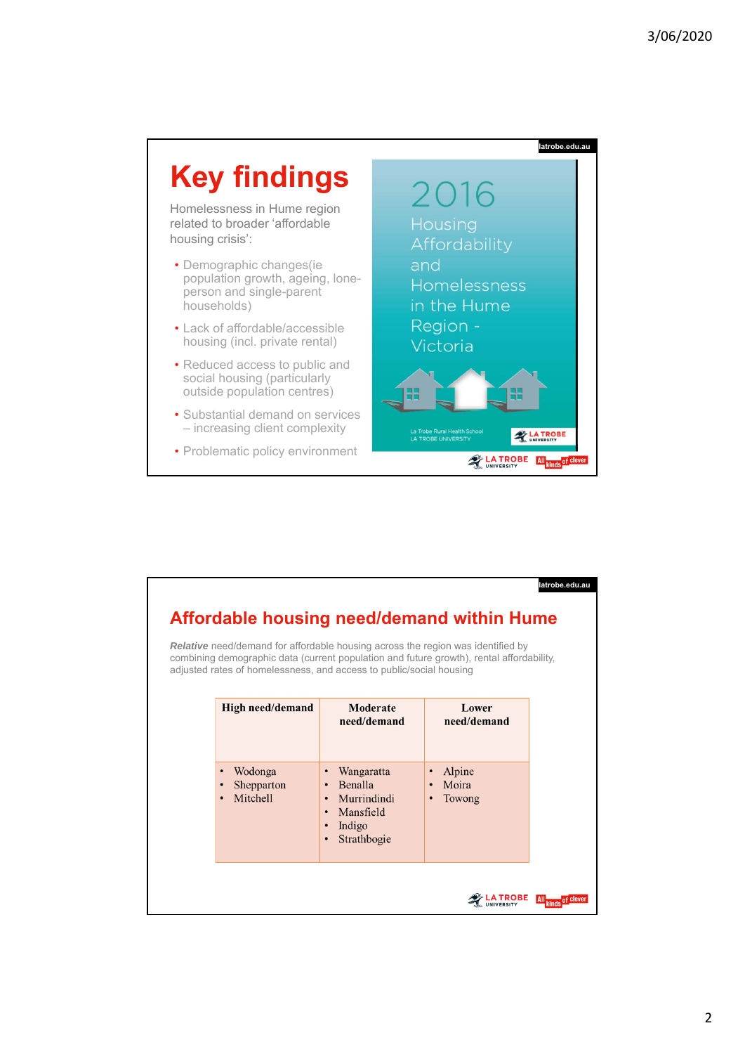# Key findings

Homelessness in Hume region related to broader 'affordable housing crisis':

- Demographic changes(ie population growth, ageing, lone-person and single-parent households)
- Lack of affordable/accessible housing (incl. private rental)
- Reduced access to public and social housing (particularly outside population centres)
- Substantial demand on services – increasing client complexity
- Problematic policy environment

2016 Housing Affordability and Homelessness in the Hume Region - Victoria

La Trobe Rural Health School
LA TROBE UNIVERSITY

# Affordable housing need/demand within Hume

***Relative*** need/demand for affordable housing across the region was identified by combining demographic data (current population and future growth), rental affordability, adjusted rates of homelessness, and access to public/social housing

| High need/demand | Moderate need/demand | Lower need/demand |
|---|---|---|
| • Wodonga<br>• Shepparton<br>• Mitchell | • Wangaratta<br>• Benalla<br>• Murrindindi<br>• Mansfield<br>• Indigo<br>• Strathbogie | • Alpine<br>• Moira<br>• Towong |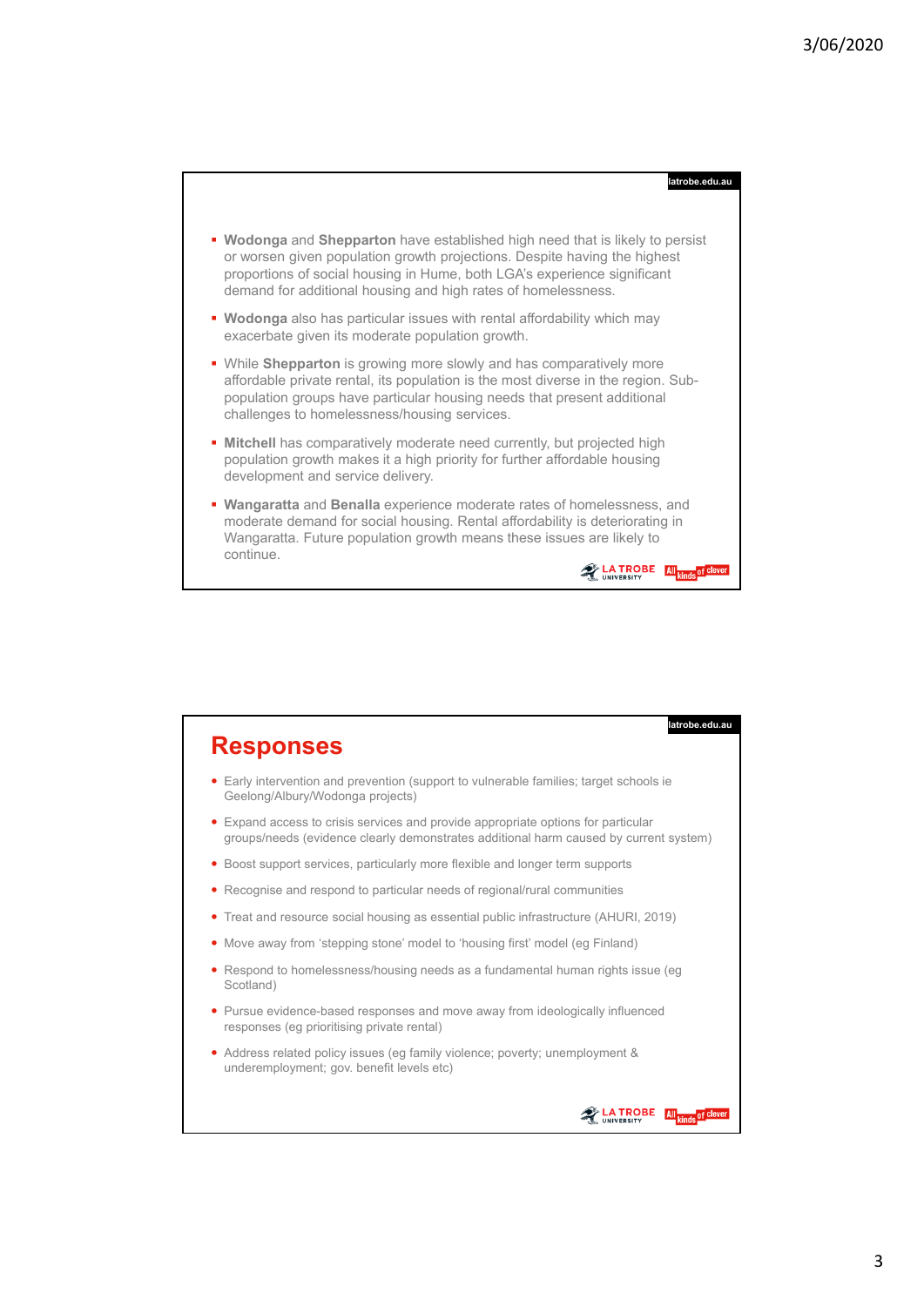- **Wodonga** and **Shepparton** have established high need that is likely to persist or worsen given population growth projections. Despite having the highest proportions of social housing in Hume, both LGA's experience significant demand for additional housing and high rates of homelessness.
- **Wodonga** also has particular issues with rental affordability which may exacerbate given its moderate population growth.
- While **Shepparton** is growing more slowly and has comparatively more affordable private rental, its population is the most diverse in the region. Sub-population groups have particular housing needs that present additional challenges to homelessness/housing services.
- **Mitchell** has comparatively moderate need currently, but projected high population growth makes it a high priority for further affordable housing development and service delivery.
- **Wangaratta** and **Benalla** experience moderate rates of homelessness, and moderate demand for social housing. Rental affordability is deteriorating in Wangaratta. Future population growth means these issues are likely to continue.

# Responses

- Early intervention and prevention (support to vulnerable families; target schools ie Geelong/Albury/Wodonga projects)
- Expand access to crisis services and provide appropriate options for particular groups/needs (evidence clearly demonstrates additional harm caused by current system)
- Boost support services, particularly more flexible and longer term supports
- Recognise and respond to particular needs of regional/rural communities
- Treat and resource social housing as essential public infrastructure (AHURI, 2019)
- Move away from 'stepping stone' model to 'housing first' model (eg Finland)
- Respond to homelessness/housing needs as a fundamental human rights issue (eg Scotland)
- Pursue evidence-based responses and move away from ideologically influenced responses (eg prioritising private rental)
- Address related policy issues (eg family violence; poverty; unemployment & underemployment; gov. benefit levels etc)